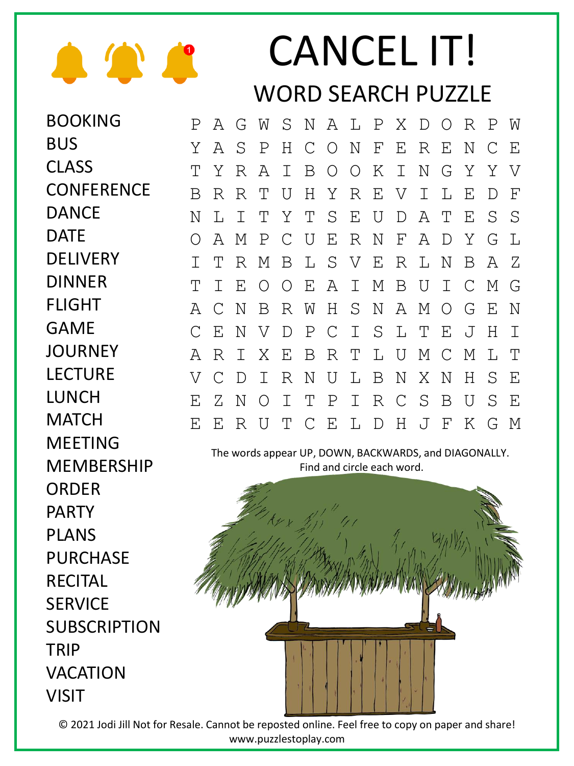# CANCEL IT!

## WORD SEARCH PUZZLE

- BOOKING
- BUS
- CLASS
- CONFERENCE
- DANCE
- DATE
- DELIVERY
- DINNER
- FLIGHT
- GAME
- JOURNEY
- LECTURE
- LUNCH
- MATCH
- MEETING
- MEMBERSHIP
- ORDER
- PARTY
- PLANS
- PURCHASE
- RECITAL
- SERVICE
- SUBSCRIPTION
- TRIP
- VACATION
- VISIT

```
P A G W S N A L P X D O R P W
Y A S P H C O N F E R E N C E
T Y R A I B O O K I N G Y Y V
B R R T U H Y R E V I L E D F
N L I T Y T S E U D A T E S S
O A M P C U E R N F A D Y G L
I T R M B L S V E R L N B A Z
T I E O O E A I M B U I C M G
A C N B R W H S N A M O G E N
C E N V D P C I S L T E J H I
A R I X E B R T L U M C M L T
V C D I R N U L B N X N H S E
E Z N O I T P I R C S B U S E
E E R U T C E L D H J F K G M
```

The words appear UP, DOWN, BACKWARDS, and DIAGONALLY. Find and circle each word.

© 2021 Jodi Jill Not for Resale. Cannot be reposted online. Feel free to copy on paper and share! www.puzzlestoplay.com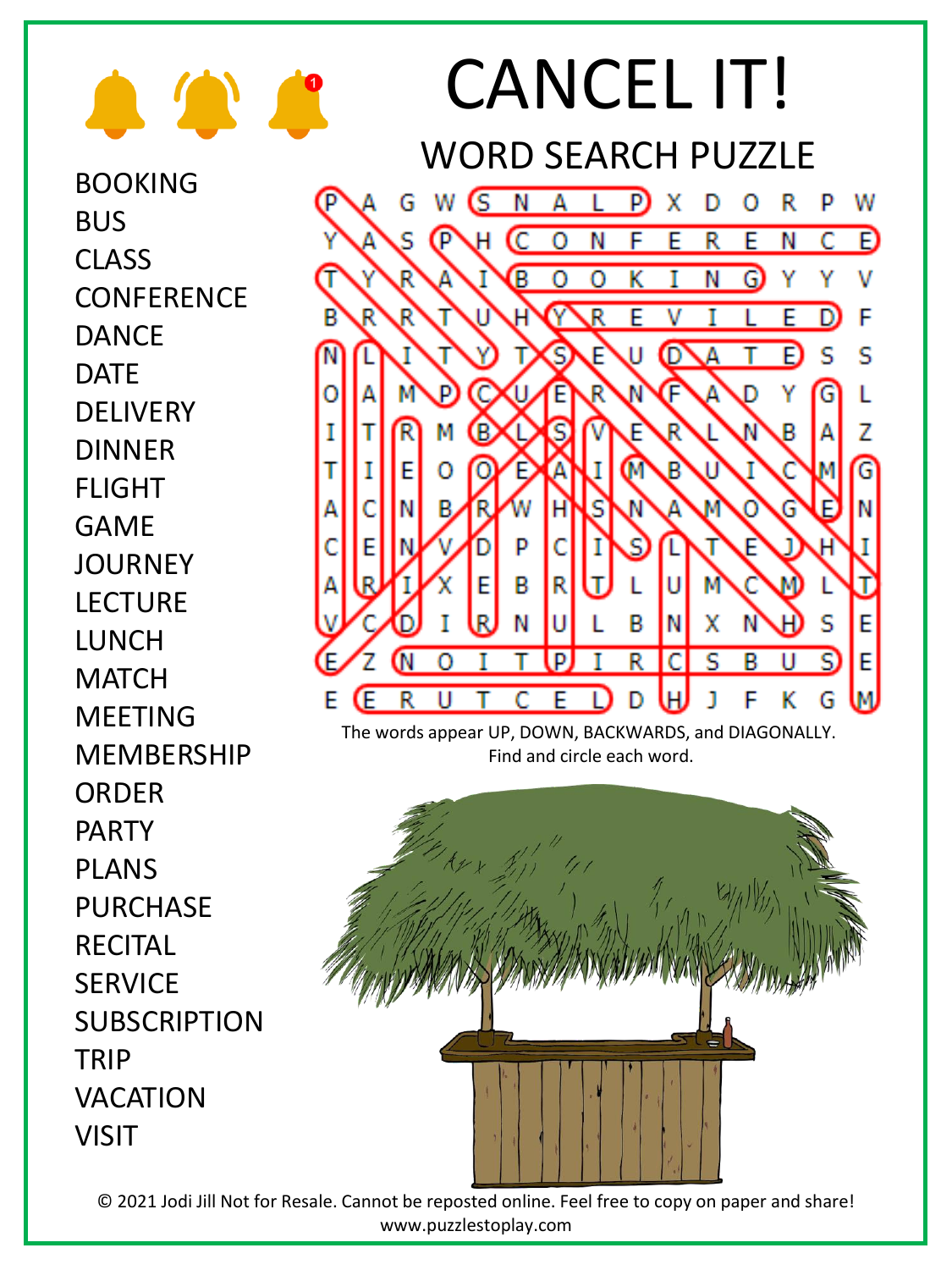# CANCEL IT!

## WORD SEARCH PUZZLE

BOOKING
BUS
CLASS
CONFERENCE
DANCE
DATE
DELIVERY
DINNER
FLIGHT
GAME
JOURNEY
LECTURE
LUNCH
MATCH
MEETING
MEMBERSHIP
ORDER
PARTY
PLANS
PURCHASE
RECITAL
SERVICE
SUBSCRIPTION
TRIP
VACATION
VISIT

| | | | | | | | | | | | | | | |
|---|---|---|---|---|---|---|---|---|---|---|---|---|---|---|
| P | A | G | W | S | N | A | L | P | X | D | O | R | P | W |
| Y | A | S | P | H | C | O | N | F | E | R | E | N | C | E |
| T | Y | R | A | I | B | O | O | K | I | N | G | Y | Y | V |
| B | R | R | T | U | H | Y | R | E | V | I | L | E | D | F |
| N | L | I | T | Y | T | S | E | U | D | A | T | E | S | S |
| O | A | M | P | C | U | E | R | N | F | A | D | Y | G | L |
| I | T | R | M | B | L | S | V | E | R | L | N | B | A | Z |
| T | I | E | O | O | E | A | I | M | B | U | I | C | M | G |
| A | C | N | B | R | W | H | S | N | A | M | O | G | E | N |
| C | E | N | V | D | P | C | I | S | L | T | E | J | H | I |
| A | R | I | X | E | B | R | T | L | U | M | C | M | L | T |
| V | C | D | I | R | N | U | L | B | N | X | N | H | S | E |
| E | Z | N | O | I | T | P | I | R | C | S | B | U | S | E |
| E | E | R | U | T | C | E | L | D | H | J | F | K | G | M |

The words appear UP, DOWN, BACKWARDS, and DIAGONALLY.
Find and circle each word.

© 2021 Jodi Jill Not for Resale. Cannot be reposted online. Feel free to copy on paper and share!
www.puzzlestoplay.com